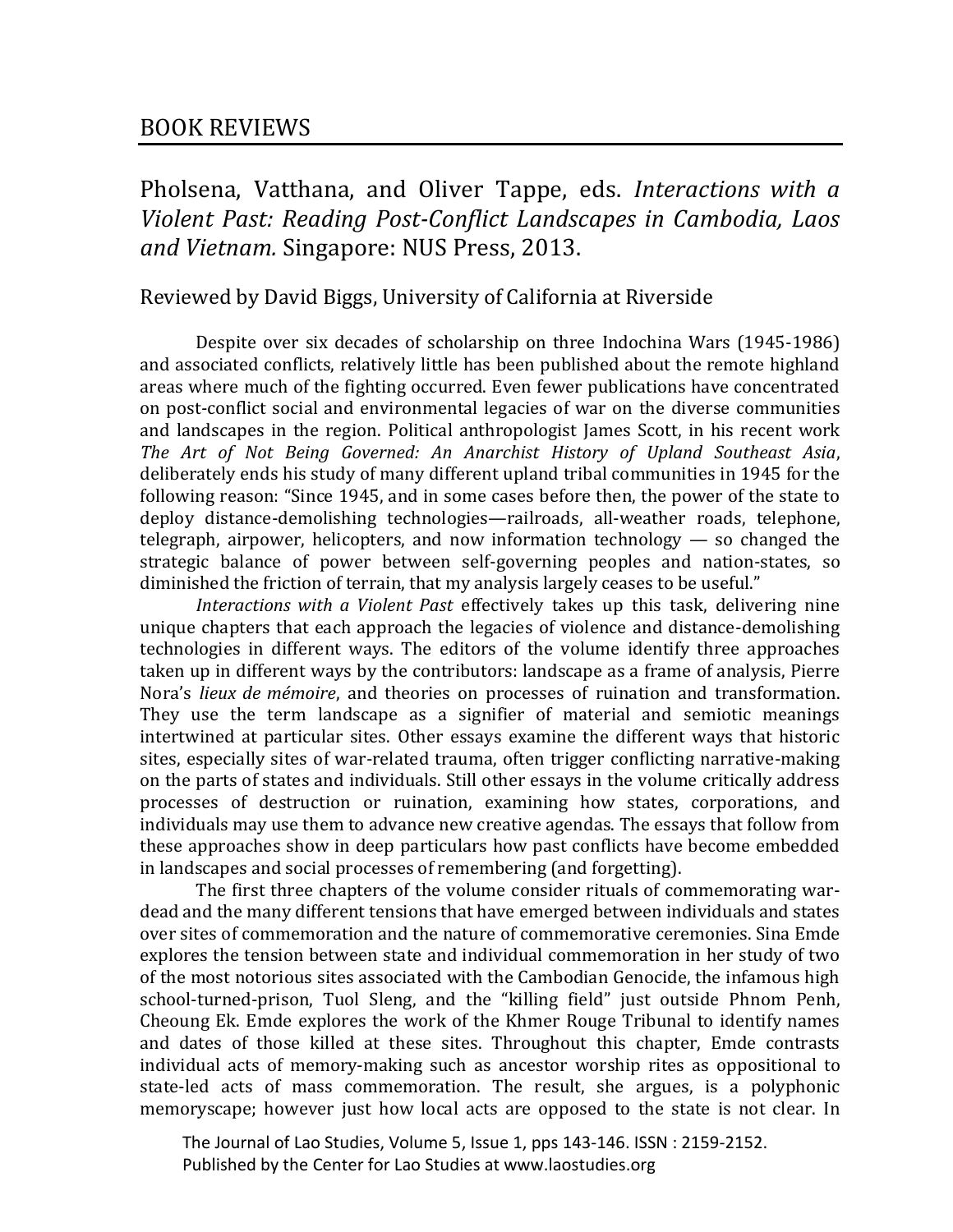## BOOK REVIEWS

### Pholsena, Vatthana, and Oliver Tappe, eds. *Interactions with a Violent Past: Reading Post-Conflict Landscapes in Cambodia, Laos and Vietnam.* Singapore: NUS Press, 2013.

Reviewed by David Biggs, University of California at Riverside

Despite over six decades of scholarship on three Indochina Wars (1945-1986) and associated conflicts, relatively little has been published about the remote highland areas where much of the fighting occurred. Even fewer publications have concentrated on post-conflict social and environmental legacies of war on the diverse communities and landscapes in the region. Political anthropologist James Scott, in his recent work *The Art of Not Being Governed: An Anarchist History of Upland Southeast Asia*, deliberately ends his study of many different upland tribal communities in 1945 for the following reason: "Since 1945, and in some cases before then, the power of the state to deploy distance-demolishing technologies—railroads, all-weather roads, telephone, telegraph, airpower, helicopters, and now information technology — so changed the strategic balance of power between self-governing peoples and nation-states, so diminished the friction of terrain, that my analysis largely ceases to be useful."

*Interactions with a Violent Past* effectively takes up this task, delivering nine unique chapters that each approach the legacies of violence and distance-demolishing technologies in different ways. The editors of the volume identify three approaches taken up in different ways by the contributors: landscape as a frame of analysis, Pierre Nora's *lieux de mémoire*, and theories on processes of ruination and transformation. They use the term landscape as a signifier of material and semiotic meanings intertwined at particular sites. Other essays examine the different ways that historic sites, especially sites of war-related trauma, often trigger conflicting narrative-making on the parts of states and individuals. Still other essays in the volume critically address processes of destruction or ruination, examining how states, corporations, and individuals may use them to advance new creative agendas. The essays that follow from these approaches show in deep particulars how past conflicts have become embedded in landscapes and social processes of remembering (and forgetting).

The first three chapters of the volume consider rituals of commemorating war-dead and the many different tensions that have emerged between individuals and states over sites of commemoration and the nature of commemorative ceremonies. Sina Emde explores the tension between state and individual commemoration in her study of two of the most notorious sites associated with the Cambodian Genocide, the infamous high school-turned-prison, Tuol Sleng, and the "killing field" just outside Phnom Penh, Cheoung Ek. Emde explores the work of the Khmer Rouge Tribunal to identify names and dates of those killed at these sites. Throughout this chapter, Emde contrasts individual acts of memory-making such as ancestor worship rites as oppositional to state-led acts of mass commemoration. The result, she argues, is a polyphonic memoryscape; however just how local acts are opposed to the state is not clear. In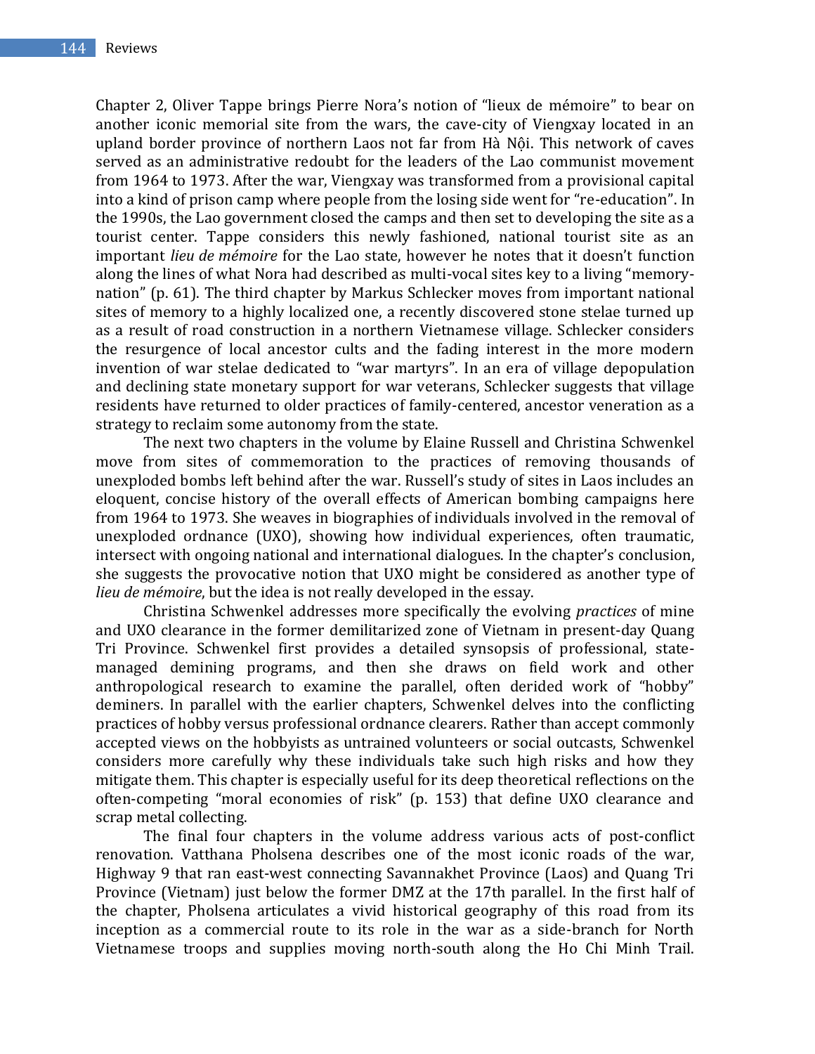Chapter 2, Oliver Tappe brings Pierre Nora's notion of "lieux de mémoire" to bear on another iconic memorial site from the wars, the cave-city of Viengxay located in an upland border province of northern Laos not far from Hà Nội. This network of caves served as an administrative redoubt for the leaders of the Lao communist movement from 1964 to 1973. After the war, Viengxay was transformed from a provisional capital into a kind of prison camp where people from the losing side went for "re-education". In the 1990s, the Lao government closed the camps and then set to developing the site as a tourist center. Tappe considers this newly fashioned, national tourist site as an important *lieu de mémoire* for the Lao state, however he notes that it doesn't function along the lines of what Nora had described as multi-vocal sites key to a living "memory-nation" (p. 61). The third chapter by Markus Schlecker moves from important national sites of memory to a highly localized one, a recently discovered stone stelae turned up as a result of road construction in a northern Vietnamese village. Schlecker considers the resurgence of local ancestor cults and the fading interest in the more modern invention of war stelae dedicated to "war martyrs". In an era of village depopulation and declining state monetary support for war veterans, Schlecker suggests that village residents have returned to older practices of family-centered, ancestor veneration as a strategy to reclaim some autonomy from the state.

The next two chapters in the volume by Elaine Russell and Christina Schwenkel move from sites of commemoration to the practices of removing thousands of unexploded bombs left behind after the war. Russell's study of sites in Laos includes an eloquent, concise history of the overall effects of American bombing campaigns here from 1964 to 1973. She weaves in biographies of individuals involved in the removal of unexploded ordnance (UXO), showing how individual experiences, often traumatic, intersect with ongoing national and international dialogues. In the chapter's conclusion, she suggests the provocative notion that UXO might be considered as another type of *lieu de mémoire*, but the idea is not really developed in the essay.

Christina Schwenkel addresses more specifically the evolving *practices* of mine and UXO clearance in the former demilitarized zone of Vietnam in present-day Quang Tri Province. Schwenkel first provides a detailed synsopsis of professional, state-managed demining programs, and then she draws on field work and other anthropological research to examine the parallel, often derided work of "hobby" deminers. In parallel with the earlier chapters, Schwenkel delves into the conflicting practices of hobby versus professional ordnance clearers. Rather than accept commonly accepted views on the hobbyists as untrained volunteers or social outcasts, Schwenkel considers more carefully why these individuals take such high risks and how they mitigate them. This chapter is especially useful for its deep theoretical reflections on the often-competing "moral economies of risk" (p. 153) that define UXO clearance and scrap metal collecting.

The final four chapters in the volume address various acts of post-conflict renovation. Vatthana Pholsena describes one of the most iconic roads of the war, Highway 9 that ran east-west connecting Savannakhet Province (Laos) and Quang Tri Province (Vietnam) just below the former DMZ at the 17th parallel. In the first half of the chapter, Pholsena articulates a vivid historical geography of this road from its inception as a commercial route to its role in the war as a side-branch for North Vietnamese troops and supplies moving north-south along the Ho Chi Minh Trail.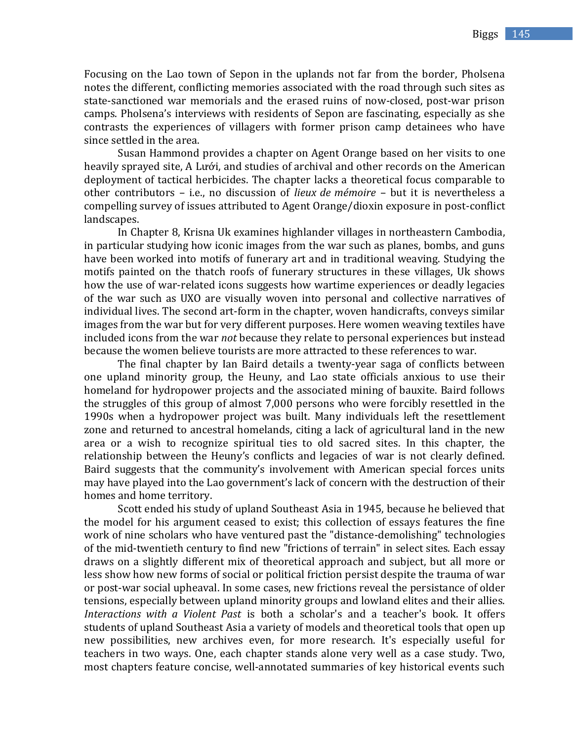Focusing on the Lao town of Sepon in the uplands not far from the border, Pholsena notes the different, conflicting memories associated with the road through such sites as state-sanctioned war memorials and the erased ruins of now-closed, post-war prison camps. Pholsena's interviews with residents of Sepon are fascinating, especially as she contrasts the experiences of villagers with former prison camp detainees who have since settled in the area.

Susan Hammond provides a chapter on Agent Orange based on her visits to one heavily sprayed site, A Lưới, and studies of archival and other records on the American deployment of tactical herbicides. The chapter lacks a theoretical focus comparable to other contributors – i.e., no discussion of *lieux de mémoire* – but it is nevertheless a compelling survey of issues attributed to Agent Orange/dioxin exposure in post-conflict landscapes.

In Chapter 8, Krisna Uk examines highlander villages in northeastern Cambodia, in particular studying how iconic images from the war such as planes, bombs, and guns have been worked into motifs of funerary art and in traditional weaving. Studying the motifs painted on the thatch roofs of funerary structures in these villages, Uk shows how the use of war-related icons suggests how wartime experiences or deadly legacies of the war such as UXO are visually woven into personal and collective narratives of individual lives. The second art-form in the chapter, woven handicrafts, conveys similar images from the war but for very different purposes. Here women weaving textiles have included icons from the war *not* because they relate to personal experiences but instead because the women believe tourists are more attracted to these references to war.

The final chapter by Ian Baird details a twenty-year saga of conflicts between one upland minority group, the Heuny, and Lao state officials anxious to use their homeland for hydropower projects and the associated mining of bauxite. Baird follows the struggles of this group of almost 7,000 persons who were forcibly resettled in the 1990s when a hydropower project was built. Many individuals left the resettlement zone and returned to ancestral homelands, citing a lack of agricultural land in the new area or a wish to recognize spiritual ties to old sacred sites. In this chapter, the relationship between the Heuny's conflicts and legacies of war is not clearly defined. Baird suggests that the community's involvement with American special forces units may have played into the Lao government's lack of concern with the destruction of their homes and home territory.

Scott ended his study of upland Southeast Asia in 1945, because he believed that the model for his argument ceased to exist; this collection of essays features the fine work of nine scholars who have ventured past the "distance-demolishing" technologies of the mid-twentieth century to find new "frictions of terrain" in select sites. Each essay draws on a slightly different mix of theoretical approach and subject, but all more or less show how new forms of social or political friction persist despite the trauma of war or post-war social upheaval. In some cases, new frictions reveal the persistance of older tensions, especially between upland minority groups and lowland elites and their allies. *Interactions with a Violent Past* is both a scholar's and a teacher's book. It offers students of upland Southeast Asia a variety of models and theoretical tools that open up new possibilities, new archives even, for more research. It's especially useful for teachers in two ways. One, each chapter stands alone very well as a case study. Two, most chapters feature concise, well-annotated summaries of key historical events such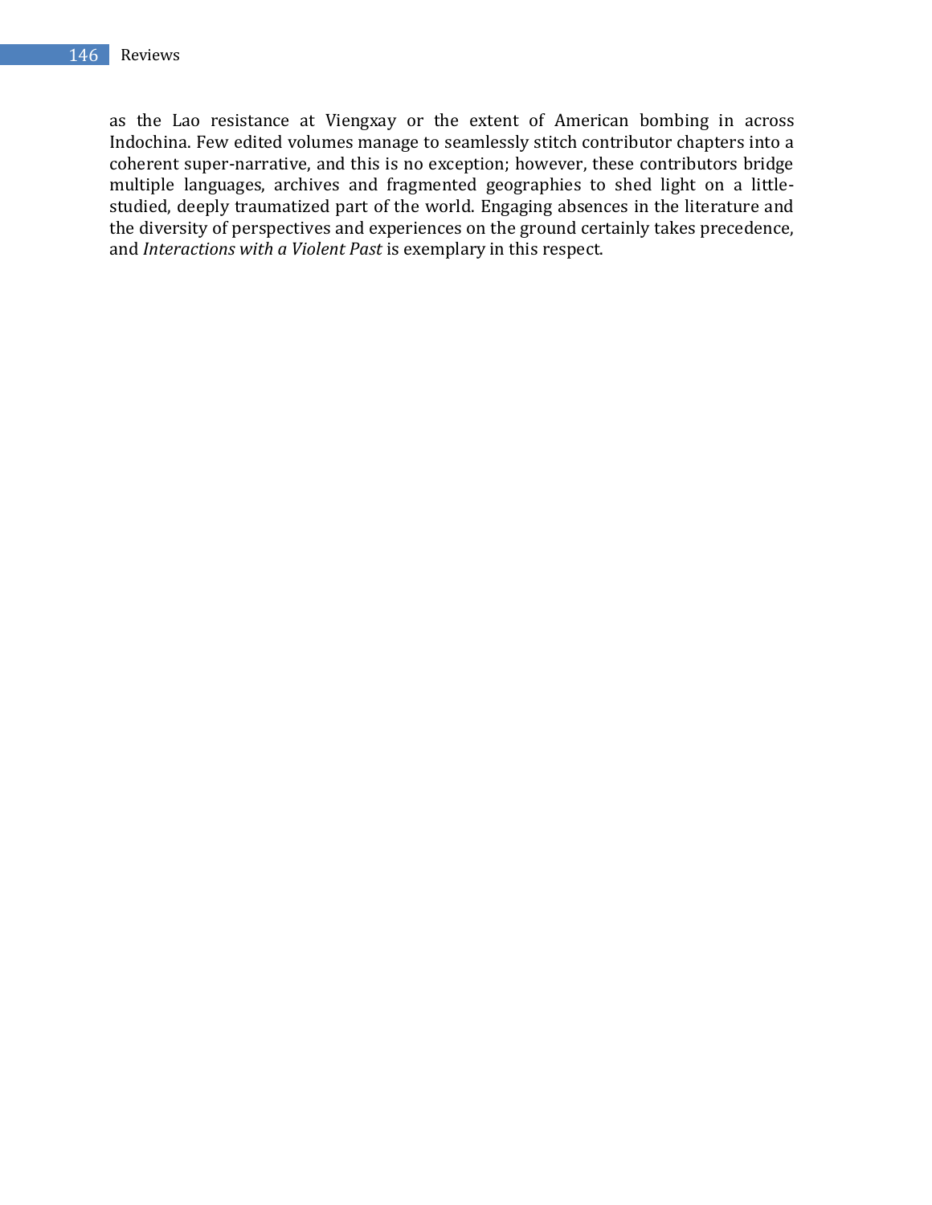as the Lao resistance at Viengxay or the extent of American bombing in across Indochina. Few edited volumes manage to seamlessly stitch contributor chapters into a coherent super-narrative, and this is no exception; however, these contributors bridge multiple languages, archives and fragmented geographies to shed light on a little-studied, deeply traumatized part of the world. Engaging absences in the literature and the diversity of perspectives and experiences on the ground certainly takes precedence, and *Interactions with a Violent Past* is exemplary in this respect.